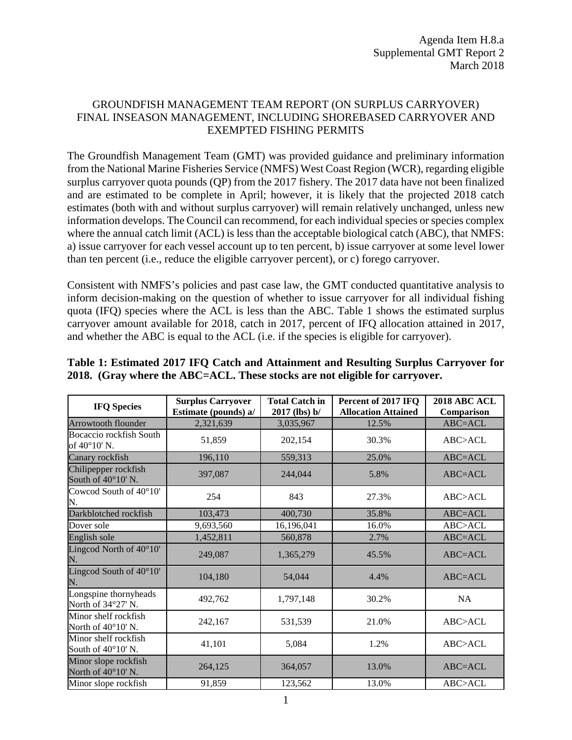Agenda Item H.8.a
Supplemental GMT Report 2
March 2018

# GROUNDFISH MANAGEMENT TEAM REPORT (ON SURPLUS CARRYOVER) FINAL INSEASON MANAGEMENT, INCLUDING SHOREBASED CARRYOVER AND EXEMPTED FISHING PERMITS

The Groundfish Management Team (GMT) was provided guidance and preliminary information from the National Marine Fisheries Service (NMFS) West Coast Region (WCR), regarding eligible surplus carryover quota pounds (QP) from the 2017 fishery. The 2017 data have not been finalized and are estimated to be complete in April; however, it is likely that the projected 2018 catch estimates (both with and without surplus carryover) will remain relatively unchanged, unless new information develops. The Council can recommend, for each individual species or species complex where the annual catch limit (ACL) is less than the acceptable biological catch (ABC), that NMFS: a) issue carryover for each vessel account up to ten percent, b) issue carryover at some level lower than ten percent (i.e., reduce the eligible carryover percent), or c) forego carryover.

Consistent with NMFS's policies and past case law, the GMT conducted quantitative analysis to inform decision-making on the question of whether to issue carryover for all individual fishing quota (IFQ) species where the ACL is less than the ABC. Table 1 shows the estimated surplus carryover amount available for 2018, catch in 2017, percent of IFQ allocation attained in 2017, and whether the ABC is equal to the ACL (i.e. if the species is eligible for carryover).

**Table 1: Estimated 2017 IFQ Catch and Attainment and Resulting Surplus Carryover for 2018. (Gray where the ABC=ACL. These stocks are not eligible for carryover.**

| IFQ Species | Surplus Carryover Estimate (pounds) a/ | Total Catch in 2017 (lbs) b/ | Percent of 2017 IFQ Allocation Attained | 2018 ABC ACL Comparison |
|---|---|---|---|---|
| Arrowtooth flounder | 2,321,639 | 3,035,967 | 12.5% | ABC=ACL |
| Bocaccio rockfish South of 40°10' N. | 51,859 | 202,154 | 30.3% | ABC>ACL |
| Canary rockfish | 196,110 | 559,313 | 25.0% | ABC=ACL |
| Chilipepper rockfish South of 40°10' N. | 397,087 | 244,044 | 5.8% | ABC=ACL |
| Cowcod South of 40°10' N. | 254 | 843 | 27.3% | ABC>ACL |
| Darkblotched rockfish | 103,473 | 400,730 | 35.8% | ABC=ACL |
| Dover sole | 9,693,560 | 16,196,041 | 16.0% | ABC>ACL |
| English sole | 1,452,811 | 560,878 | 2.7% | ABC=ACL |
| Lingcod North of 40°10' N. | 249,087 | 1,365,279 | 45.5% | ABC=ACL |
| Lingcod South of 40°10' N. | 104,180 | 54,044 | 4.4% | ABC=ACL |
| Longspine thornyheads North of 34°27' N. | 492,762 | 1,797,148 | 30.2% | NA |
| Minor shelf rockfish North of 40°10' N. | 242,167 | 531,539 | 21.0% | ABC>ACL |
| Minor shelf rockfish South of 40°10' N. | 41,101 | 5,084 | 1.2% | ABC>ACL |
| Minor slope rockfish North of 40°10' N. | 264,125 | 364,057 | 13.0% | ABC=ACL |
| Minor slope rockfish | 91,859 | 123,562 | 13.0% | ABC>ACL |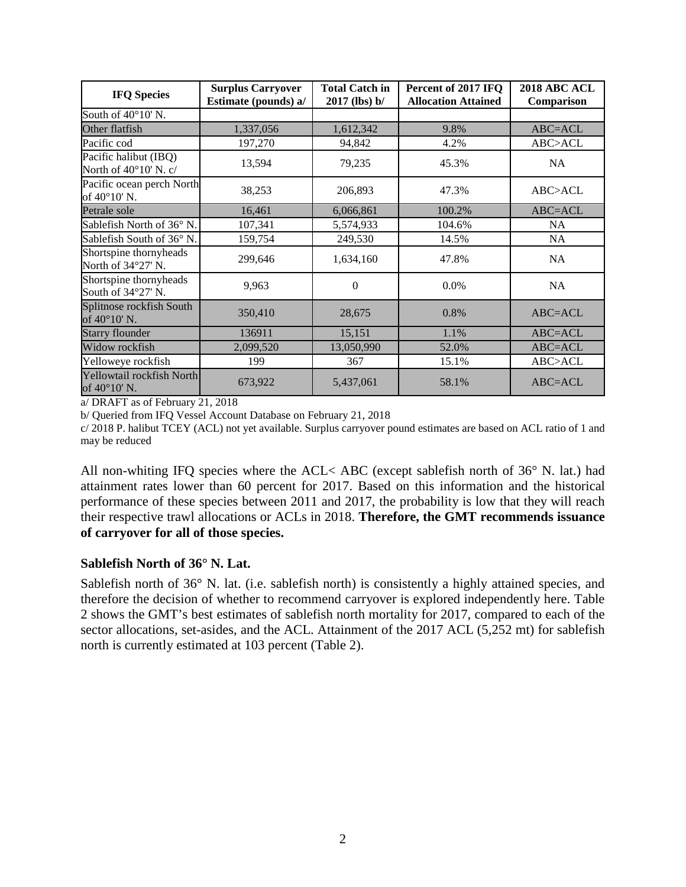| IFQ Species | Surplus Carryover Estimate (pounds) a/ | Total Catch in 2017 (lbs) b/ | Percent of 2017 IFQ Allocation Attained | 2018 ABC ACL Comparison |
|---|---|---|---|---|
| South of 40°10' N. | | | | |
| Other flatfish | 1,337,056 | 1,612,342 | 9.8% | ABC=ACL |
| Pacific cod | 197,270 | 94,842 | 4.2% | ABC>ACL |
| Pacific halibut (IBQ) North of 40°10' N. c/ | 13,594 | 79,235 | 45.3% | NA |
| Pacific ocean perch North of 40°10' N. | 38,253 | 206,893 | 47.3% | ABC>ACL |
| Petrale sole | 16,461 | 6,066,861 | 100.2% | ABC=ACL |
| Sablefish North of 36° N. | 107,341 | 5,574,933 | 104.6% | NA |
| Sablefish South of 36° N. | 159,754 | 249,530 | 14.5% | NA |
| Shortspine thornyheads North of 34°27' N. | 299,646 | 1,634,160 | 47.8% | NA |
| Shortspine thornyheads South of 34°27' N. | 9,963 | 0 | 0.0% | NA |
| Splitnose rockfish South of 40°10' N. | 350,410 | 28,675 | 0.8% | ABC=ACL |
| Starry flounder | 136911 | 15,151 | 1.1% | ABC=ACL |
| Widow rockfish | 2,099,520 | 13,050,990 | 52.0% | ABC=ACL |
| Yelloweye rockfish | 199 | 367 | 15.1% | ABC>ACL |
| Yellowtail rockfish North of 40°10' N. | 673,922 | 5,437,061 | 58.1% | ABC=ACL |

a/ DRAFT as of February 21, 2018

b/ Queried from IFQ Vessel Account Database on February 21, 2018

c/ 2018 P. halibut TCEY (ACL) not yet available. Surplus carryover pound estimates are based on ACL ratio of 1 and may be reduced

All non-whiting IFQ species where the ACL< ABC (except sablefish north of 36° N. lat.) had attainment rates lower than 60 percent for 2017. Based on this information and the historical performance of these species between 2011 and 2017, the probability is low that they will reach their respective trawl allocations or ACLs in 2018. **Therefore, the GMT recommends issuance of carryover for all of those species.**

### Sablefish North of 36° N. Lat.

Sablefish north of 36° N. lat. (i.e. sablefish north) is consistently a highly attained species, and therefore the decision of whether to recommend carryover is explored independently here. Table 2 shows the GMT's best estimates of sablefish north mortality for 2017, compared to each of the sector allocations, set-asides, and the ACL. Attainment of the 2017 ACL (5,252 mt) for sablefish north is currently estimated at 103 percent (Table 2).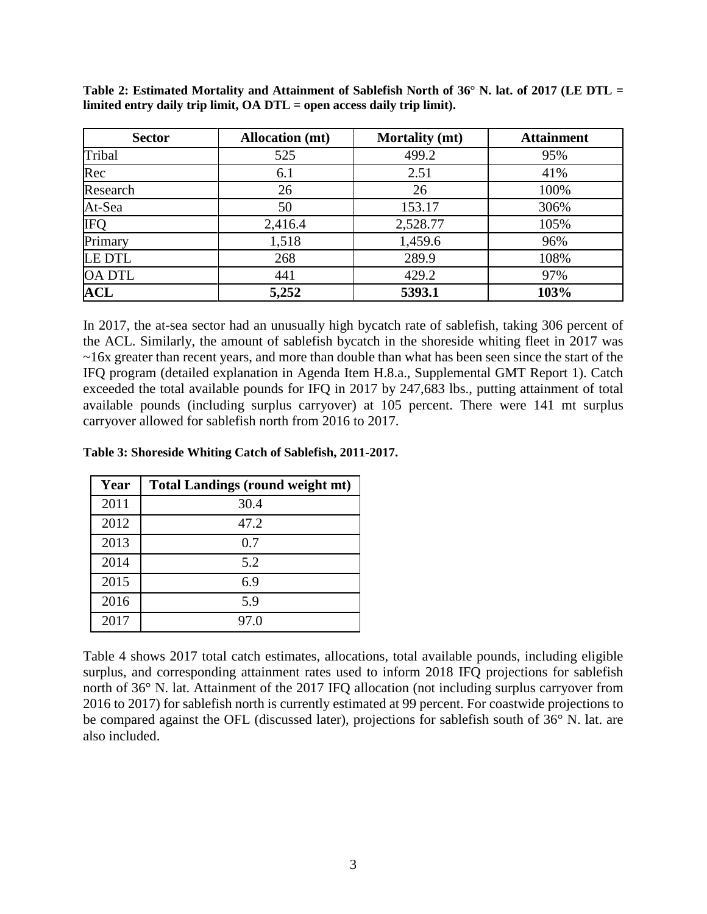**Table 2: Estimated Mortality and Attainment of Sablefish North of 36° N. lat. of 2017 (LE DTL = limited entry daily trip limit, OA DTL = open access daily trip limit).**

| Sector | Allocation (mt) | Mortality (mt) | Attainment |
|---|---|---|---|
| Tribal | 525 | 499.2 | 95% |
| Rec | 6.1 | 2.51 | 41% |
| Research | 26 | 26 | 100% |
| At-Sea | 50 | 153.17 | 306% |
| IFQ | 2,416.4 | 2,528.77 | 105% |
| Primary | 1,518 | 1,459.6 | 96% |
| LE DTL | 268 | 289.9 | 108% |
| OA DTL | 441 | 429.2 | 97% |
| **ACL** | **5,252** | **5393.1** | **103%** |

In 2017, the at-sea sector had an unusually high bycatch rate of sablefish, taking 306 percent of the ACL. Similarly, the amount of sablefish bycatch in the shoreside whiting fleet in 2017 was ~16x greater than recent years, and more than double than what has been seen since the start of the IFQ program (detailed explanation in Agenda Item H.8.a., Supplemental GMT Report 1). Catch exceeded the total available pounds for IFQ in 2017 by 247,683 lbs., putting attainment of total available pounds (including surplus carryover) at 105 percent. There were 141 mt surplus carryover allowed for sablefish north from 2016 to 2017.

**Table 3: Shoreside Whiting Catch of Sablefish, 2011-2017.**

| Year | Total Landings (round weight mt) |
|---|---|
| 2011 | 30.4 |
| 2012 | 47.2 |
| 2013 | 0.7 |
| 2014 | 5.2 |
| 2015 | 6.9 |
| 2016 | 5.9 |
| 2017 | 97.0 |

Table 4 shows 2017 total catch estimates, allocations, total available pounds, including eligible surplus, and corresponding attainment rates used to inform 2018 IFQ projections for sablefish north of 36° N. lat. Attainment of the 2017 IFQ allocation (not including surplus carryover from 2016 to 2017) for sablefish north is currently estimated at 99 percent. For coastwide projections to be compared against the OFL (discussed later), projections for sablefish south of 36° N. lat. are also included.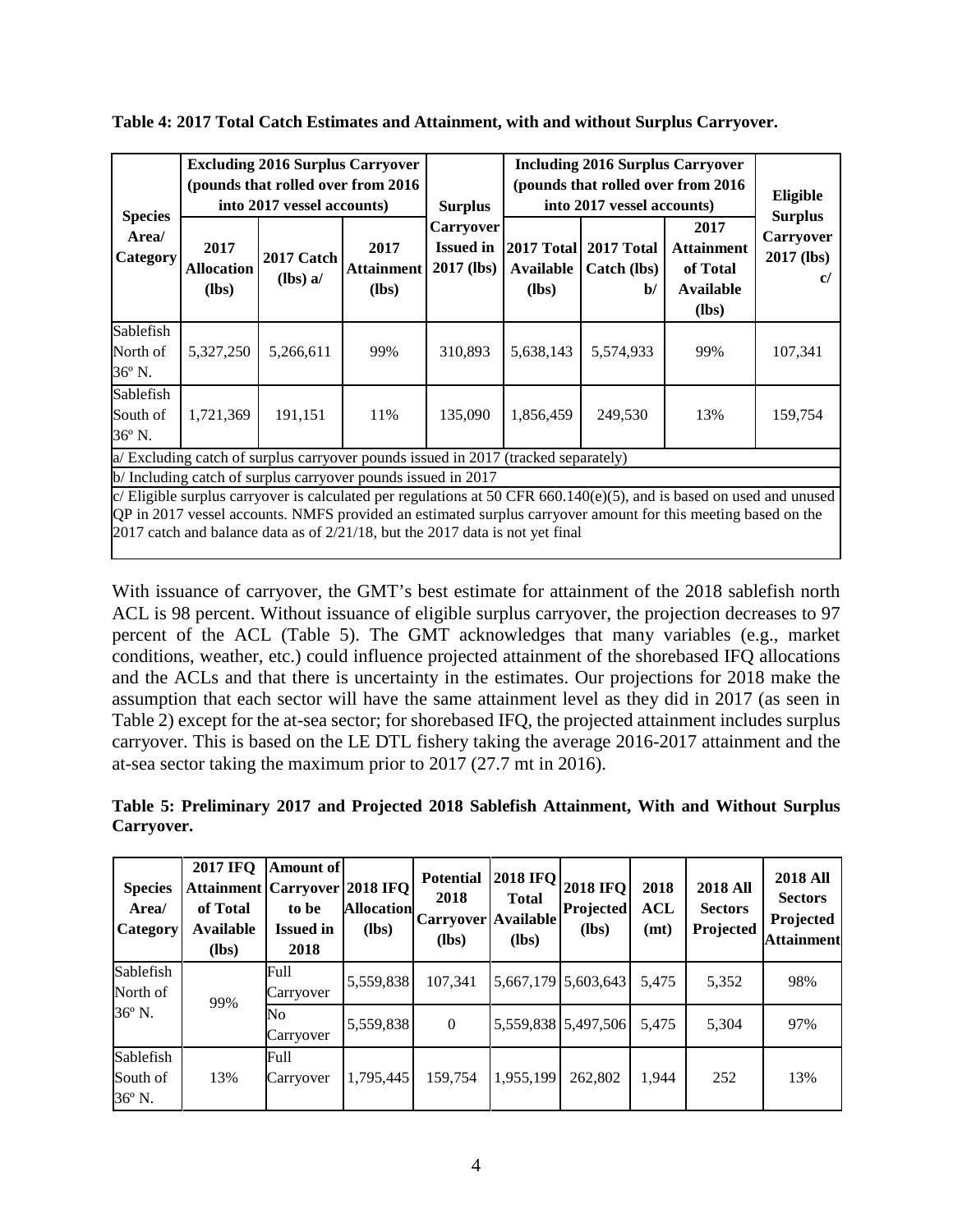**Table 4: 2017 Total Catch Estimates and Attainment, with and without Surplus Carryover.**

| Species Area/ Category | Excluding 2016 Surplus Carryover (pounds that rolled over from 2016 into 2017 vessel accounts) | | | Surplus Carryover Issued in 2017 (lbs) | Including 2016 Surplus Carryover (pounds that rolled over from 2016 into 2017 vessel accounts) | | | Eligible Surplus Carryover 2017 (lbs) c/ |
|---|---|---|---|---|---|---|---|---|
| | 2017 Allocation (lbs) | 2017 Catch (lbs) a/ | 2017 Attainment (lbs) | | 2017 Total Available (lbs) | 2017 Total Catch (lbs) b/ | 2017 Attainment of Total Available (lbs) | |
| Sablefish North of 36º N. | 5,327,250 | 5,266,611 | 99% | 310,893 | 5,638,143 | 5,574,933 | 99% | 107,341 |
| Sablefish South of 36º N. | 1,721,369 | 191,151 | 11% | 135,090 | 1,856,459 | 249,530 | 13% | 159,754 |

a/ Excluding catch of surplus carryover pounds issued in 2017 (tracked separately)

b/ Including catch of surplus carryover pounds issued in 2017

c/ Eligible surplus carryover is calculated per regulations at 50 CFR 660.140(e)(5), and is based on used and unused QP in 2017 vessel accounts. NMFS provided an estimated surplus carryover amount for this meeting based on the 2017 catch and balance data as of 2/21/18, but the 2017 data is not yet final

With issuance of carryover, the GMT's best estimate for attainment of the 2018 sablefish north ACL is 98 percent. Without issuance of eligible surplus carryover, the projection decreases to 97 percent of the ACL (Table 5). The GMT acknowledges that many variables (e.g., market conditions, weather, etc.) could influence projected attainment of the shorebased IFQ allocations and the ACLs and that there is uncertainty in the estimates. Our projections for 2018 make the assumption that each sector will have the same attainment level as they did in 2017 (as seen in Table 2) except for the at-sea sector; for shorebased IFQ, the projected attainment includes surplus carryover. This is based on the LE DTL fishery taking the average 2016-2017 attainment and the at-sea sector taking the maximum prior to 2017 (27.7 mt in 2016).

**Table 5: Preliminary 2017 and Projected 2018 Sablefish Attainment, With and Without Surplus Carryover.**

| Species Area/ Category | 2017 IFQ Attainment of Total Available (lbs) | Amount of Carryover to be Issued in 2018 | 2018 IFQ Allocation (lbs) | Potential 2018 Carryover (lbs) | 2018 IFQ Total Available (lbs) | 2018 IFQ Projected (lbs) | 2018 ACL (mt) | 2018 All Sectors Projected | 2018 All Sectors Projected Attainment |
|---|---|---|---|---|---|---|---|---|---|
| Sablefish North of 36º N. | 99% | Full Carryover | 5,559,838 | 107,341 | 5,667,179 | 5,603,643 | 5,475 | 5,352 | 98% |
| | | No Carryover | 5,559,838 | 0 | 5,559,838 | 5,497,506 | 5,475 | 5,304 | 97% |
| Sablefish South of 36º N. | 13% | Full Carryover | 1,795,445 | 159,754 | 1,955,199 | 262,802 | 1,944 | 252 | 13% |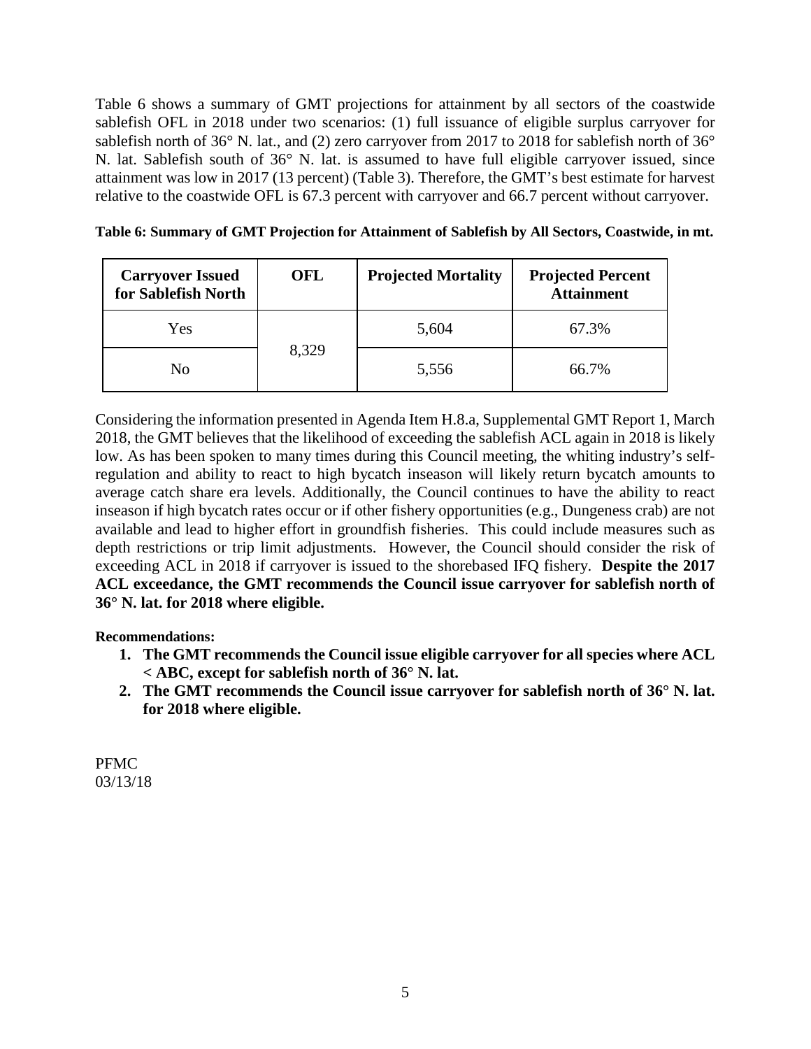Table 6 shows a summary of GMT projections for attainment by all sectors of the coastwide sablefish OFL in 2018 under two scenarios: (1) full issuance of eligible surplus carryover for sablefish north of 36° N. lat., and (2) zero carryover from 2017 to 2018 for sablefish north of 36° N. lat. Sablefish south of 36° N. lat. is assumed to have full eligible carryover issued, since attainment was low in 2017 (13 percent) (Table 3). Therefore, the GMT's best estimate for harvest relative to the coastwide OFL is 67.3 percent with carryover and 66.7 percent without carryover.

**Table 6: Summary of GMT Projection for Attainment of Sablefish by All Sectors, Coastwide, in mt.**

| Carryover Issued for Sablefish North | OFL | Projected Mortality | Projected Percent Attainment |
|---|---|---|---|
| Yes | 8,329 | 5,604 | 67.3% |
| No | | 5,556 | 66.7% |

Considering the information presented in Agenda Item H.8.a, Supplemental GMT Report 1, March 2018, the GMT believes that the likelihood of exceeding the sablefish ACL again in 2018 is likely low. As has been spoken to many times during this Council meeting, the whiting industry's self-regulation and ability to react to high bycatch inseason will likely return bycatch amounts to average catch share era levels. Additionally, the Council continues to have the ability to react inseason if high bycatch rates occur or if other fishery opportunities (e.g., Dungeness crab) are not available and lead to higher effort in groundfish fisheries. This could include measures such as depth restrictions or trip limit adjustments. However, the Council should consider the risk of exceeding ACL in 2018 if carryover is issued to the shorebased IFQ fishery. **Despite the 2017 ACL exceedance, the GMT recommends the Council issue carryover for sablefish north of 36° N. lat. for 2018 where eligible.**

**Recommendations:**

1. **The GMT recommends the Council issue eligible carryover for all species where ACL < ABC, except for sablefish north of 36° N. lat.**
2. **The GMT recommends the Council issue carryover for sablefish north of 36° N. lat. for 2018 where eligible.**

PFMC
03/13/18